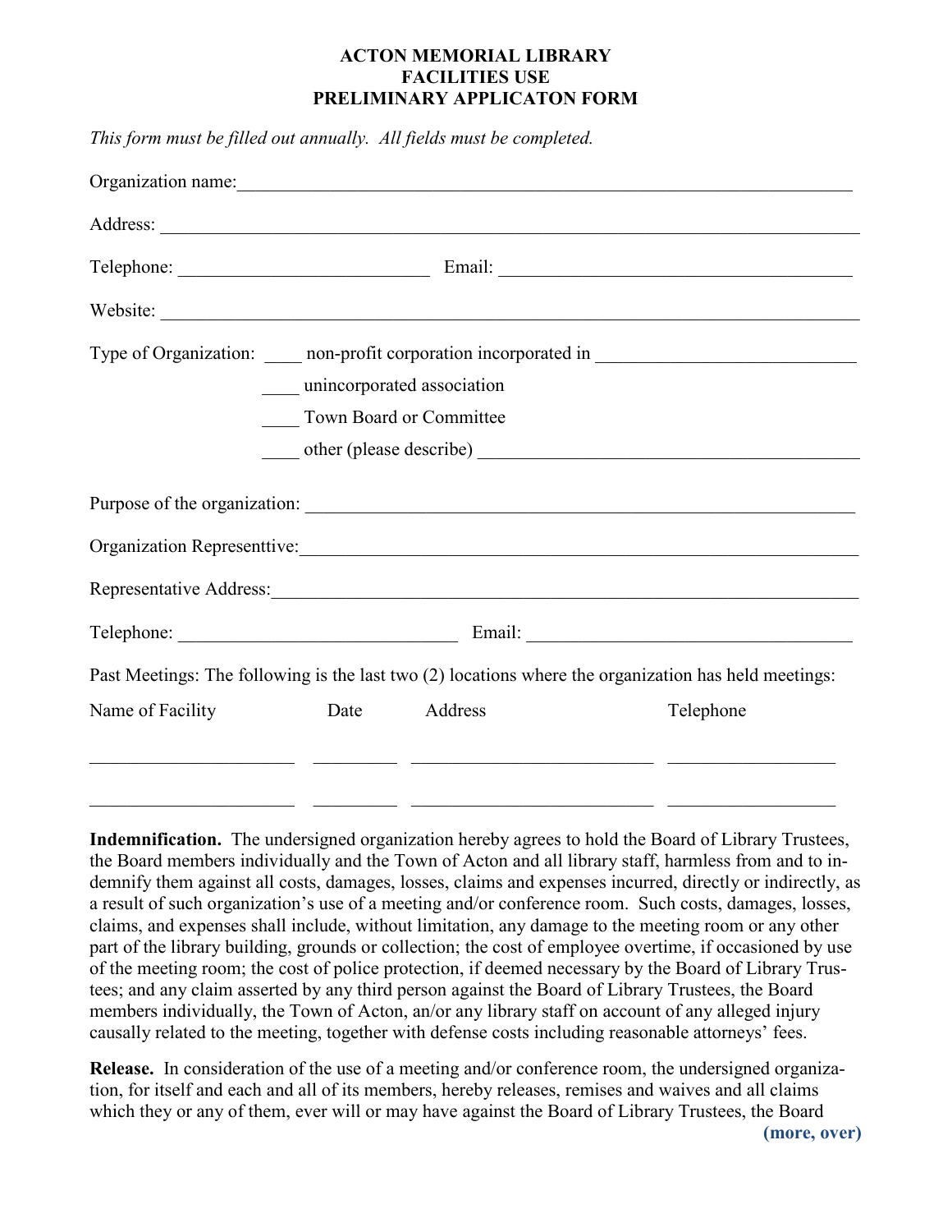# ACTON MEMORIAL LIBRARY
# FACILITIES USE
# PRELIMINARY APPLICATON FORM

*This form must be filled out annually. All fields must be completed.*

Organization name:______________________________________________________________

Address: ______________________________________________________________________

Telephone: ___________________________ Email: _______________________________________

Website: ______________________________________________________________________

Type of Organization: ____ non-profit corporation incorporated in ___________________________

____ unincorporated association

____ Town Board or Committee

____ other (please describe) _________________________________________

Purpose of the organization: ________________________________________________________

Organization Representtive:_________________________________________________________

Representative Address:____________________________________________________________

Telephone: ______________________________ Email: ___________________________________

Past Meetings: The following is the last two (2) locations where the organization has held meetings:

| Name of Facility | Date | Address | Telephone |
|---|---|---|---|
| ______________________ | _________ | __________________________ | _________________ |
| ______________________ | _________ | __________________________ | _________________ |

**Indemnification.** The undersigned organization hereby agrees to hold the Board of Library Trustees, the Board members individually and the Town of Acton and all library staff, harmless from and to indemnify them against all costs, damages, losses, claims and expenses incurred, directly or indirectly, as a result of such organization's use of a meeting and/or conference room. Such costs, damages, losses, claims, and expenses shall include, without limitation, any damage to the meeting room or any other part of the library building, grounds or collection; the cost of employee overtime, if occasioned by use of the meeting room; the cost of police protection, if deemed necessary by the Board of Library Trustees; and any claim asserted by any third person against the Board of Library Trustees, the Board members individually, the Town of Acton, an/or any library staff on account of any alleged injury causally related to the meeting, together with defense costs including reasonable attorneys' fees.

**Release.** In consideration of the use of a meeting and/or conference room, the undersigned organization, for itself and each and all of its members, hereby releases, remises and waives and all claims which they or any of them, ever will or may have against the Board of Library Trustees, the Board

**(more, over)**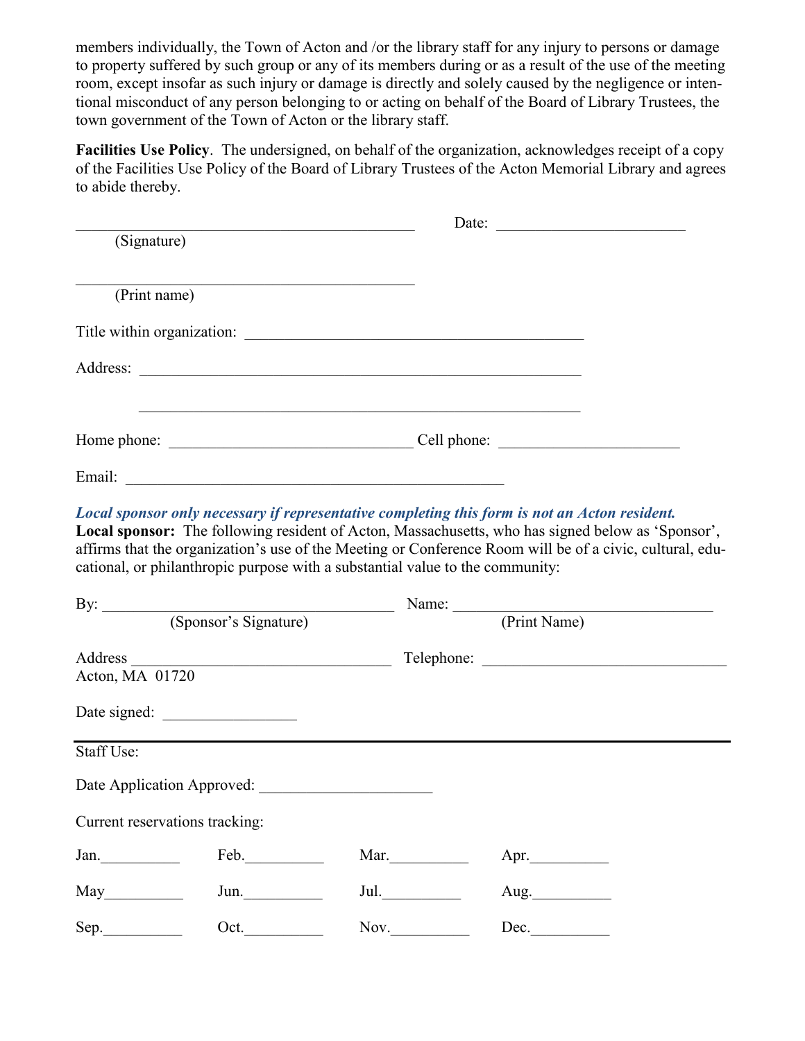members individually, the Town of Acton and /or the library staff for any injury to persons or damage to property suffered by such group or any of its members during or as a result of the use of the meeting room, except insofar as such injury or damage is directly and solely caused by the negligence or intentional misconduct of any person belonging to or acting on behalf of the Board of Library Trustees, the town government of the Town of Acton or the library staff.

**Facilities Use Policy**. The undersigned, on behalf of the organization, acknowledges receipt of a copy of the Facilities Use Policy of the Board of Library Trustees of the Acton Memorial Library and agrees to abide thereby.

___________________________________________ Date: ________________________
(Signature)

___________________________________________
(Print name)

Title within organization: ___________________________________________

Address: ________________________________________________________

________________________________________________________

Home phone: _______________________________ Cell phone: _______________________

Email: _________________________________________________

***Local sponsor only necessary if representative completing this form is not an Acton resident.***

**Local sponsor:** The following resident of Acton, Massachusetts, who has signed below as 'Sponsor', affirms that the organization's use of the Meeting or Conference Room will be of a civic, cultural, educational, or philanthropic purpose with a substantial value to the community:

By: _____________________________________ Name: _________________________________
(Sponsor's Signature) (Print Name)

Address _________________________________ Telephone: ______________________________
Acton, MA 01720

Date signed: _________________

---

Staff Use:

Date Application Approved: ______________________

Current reservations tracking:

| | | | |
|---|---|---|---|
| Jan.__________ | Feb.__________ | Mar.__________ | Apr.__________ |
| May__________ | Jun.__________ | Jul.__________ | Aug.__________ |
| Sep.__________ | Oct.__________ | Nov.__________ | Dec.__________ |